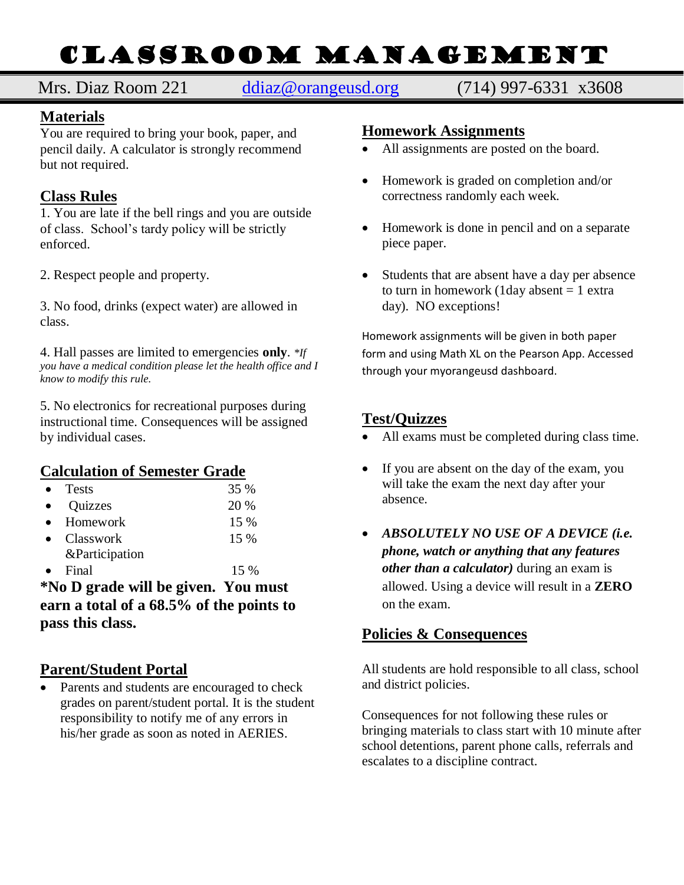# CLASSROOM MANAGEMENT

Mrs. Diaz Room 221 ddiaz@orangeusd.org (714) 997-6331 x3608

## Materials

You are required to bring your book, paper, and pencil daily. A calculator is strongly recommend but not required.

## Class Rules

1. You are late if the bell rings and you are outside of class. School's tardy policy will be strictly enforced.

2. Respect people and property.

3. No food, drinks (expect water) are allowed in class.

4. Hall passes are limited to emergencies **only**. *\*If you have a medical condition please let the health office and I know to modify this rule.*

5. No electronics for recreational purposes during instructional time. Consequences will be assigned by individual cases.

## Calculation of Semester Grade

- Tests 35 %
- Quizzes 20 %
- Homework 15 %
- Classwork &Participation 15 %
- Final 15 %

**\*No D grade will be given. You must earn a total of a 68.5% of the points to pass this class.**

## Parent/Student Portal

- Parents and students are encouraged to check grades on parent/student portal. It is the student responsibility to notify me of any errors in his/her grade as soon as noted in AERIES.

## Homework Assignments

- All assignments are posted on the board.
- Homework is graded on completion and/or correctness randomly each week.
- Homework is done in pencil and on a separate piece paper.
- Students that are absent have a day per absence to turn in homework (1day absent = 1 extra day). NO exceptions!

Homework assignments will be given in both paper form and using Math XL on the Pearson App. Accessed through your myorangeusd dashboard.

## Test/Quizzes

- All exams must be completed during class time.
- If you are absent on the day of the exam, you will take the exam the next day after your absence.
- ***ABSOLUTELY NO USE OF A DEVICE (i.e. phone, watch or anything that any features other than a calculator)*** during an exam is allowed. Using a device will result in a **ZERO** on the exam.

## Policies & Consequences

All students are hold responsible to all class, school and district policies.

Consequences for not following these rules or bringing materials to class start with 10 minute after school detentions, parent phone calls, referrals and escalates to a discipline contract.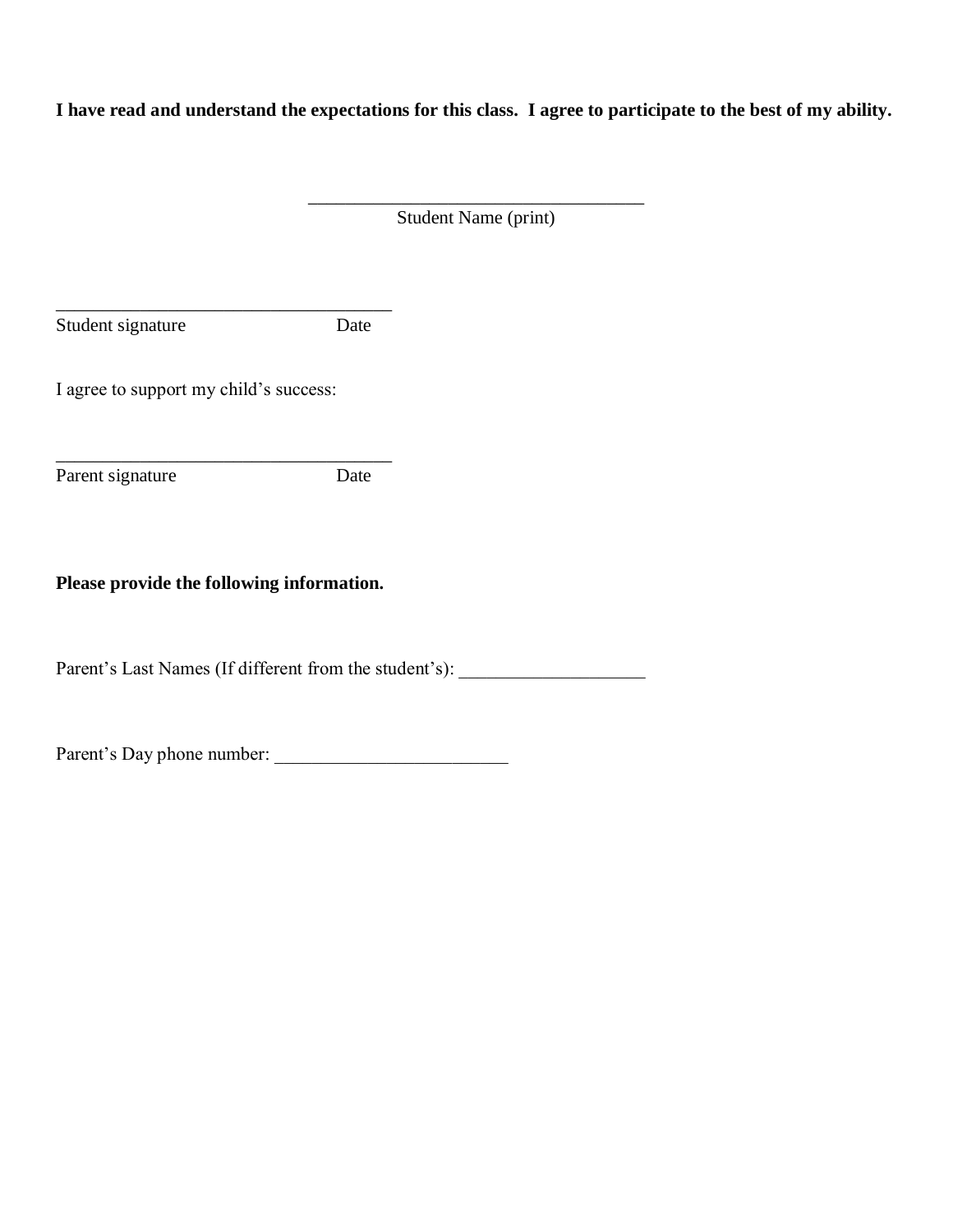**I have read and understand the expectations for this class. I agree to participate to the best of my ability.**

_____________________________________
Student Name (print)

_____________________________________
Student signature Date

I agree to support my child's success:

_____________________________________
Parent signature Date

**Please provide the following information.**

Parent's Last Names (If different from the student's): ____________________

Parent's Day phone number: _________________________